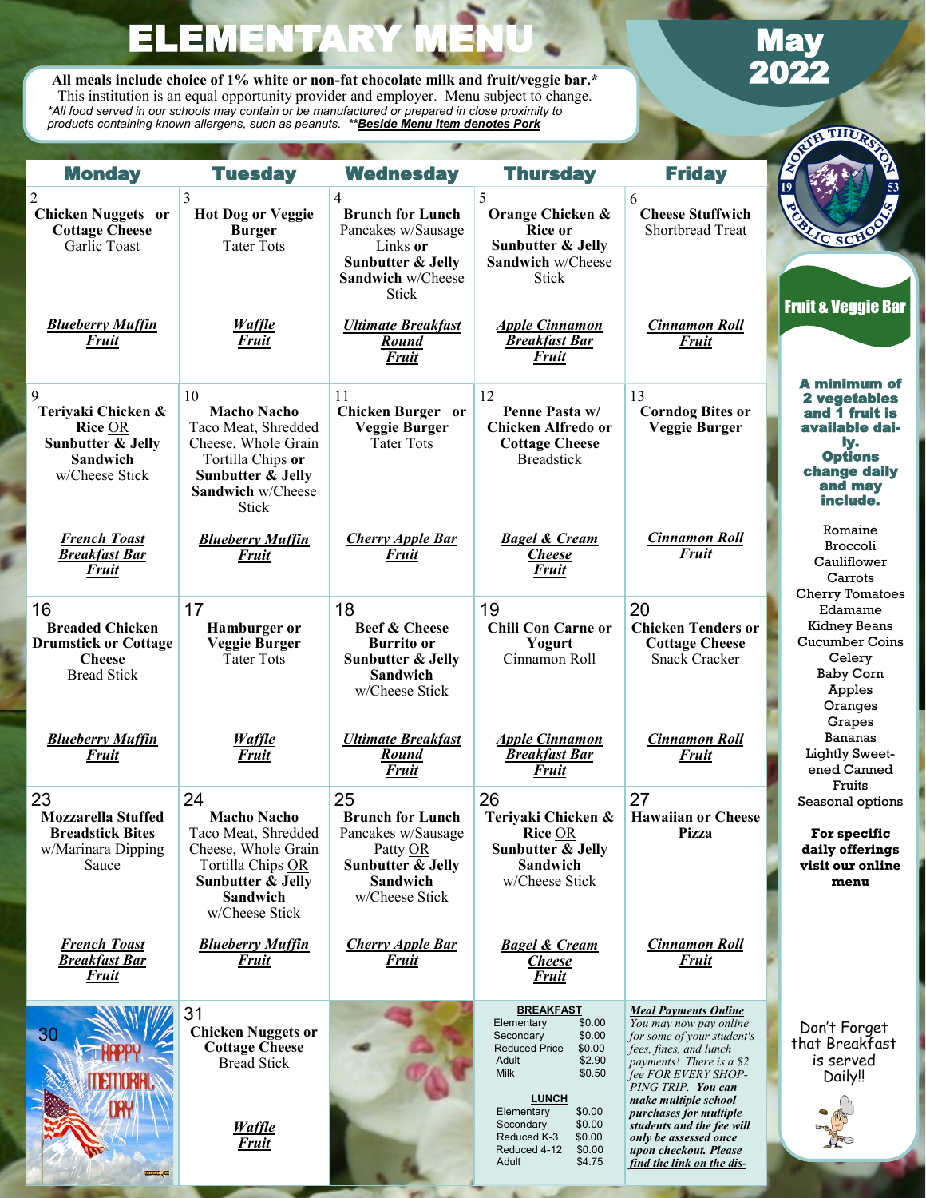# ELEMENTARY MENU

# May 2022

**All meals include choice of 1% white or non-fat chocolate milk and fruit/veggie bar.***
This institution is an equal opportunity provider and employer. Menu subject to change.
*All food served in our schools may contain or be manufactured or prepared in close proximity to products containing known allergens, such as peanuts. **Beside Menu item denotes Pork**

| Monday | Tuesday | Wednesday | Thursday | Friday |
|---|---|---|---|---|
| 2<br>**Chicken Nuggets or Cottage Cheese**<br>Garlic Toast<br><br>***Blueberry Muffin***<br>***Fruit*** | 3<br>**Hot Dog or Veggie Burger**<br>Tater Tots<br><br>***Waffle***<br>***Fruit*** | 4<br>**Brunch for Lunch**<br>Pancakes w/Sausage Links **or**<br>**Sunbutter & Jelly Sandwich** w/Cheese Stick<br><br>***Ultimate Breakfast Round***<br>***Fruit*** | 5<br>**Orange Chicken & Rice or**<br>**Sunbutter & Jelly Sandwich** w/Cheese Stick<br><br>***Apple Cinnamon Breakfast Bar***<br>***Fruit*** | 6<br>**Cheese Stuffwich**<br>Shortbread Treat<br><br>***Cinnamon Roll***<br>***Fruit*** |
| 9<br>**Teriyaki Chicken & Rice** OR<br>**Sunbutter & Jelly Sandwich**<br>w/Cheese Stick<br><br>***French Toast Breakfast Bar***<br>***Fruit*** | 10<br>**Macho Nacho**<br>Taco Meat, Shredded Cheese, Whole Grain Tortilla Chips **or**<br>**Sunbutter & Jelly Sandwich** w/Cheese Stick<br><br>***Blueberry Muffin***<br>***Fruit*** | 11<br>**Chicken Burger or Veggie Burger**<br>Tater Tots<br><br>***Cherry Apple Bar***<br>***Fruit*** | 12<br>**Penne Pasta w/ Chicken Alfredo or Cottage Cheese**<br>Breadstick<br><br>***Bagel & Cream Cheese***<br>***Fruit*** | 13<br>**Corndog Bites or Veggie Burger**<br><br>***Cinnamon Roll***<br>***Fruit*** |
| 16<br>**Breaded Chicken Drumstick or Cottage Cheese**<br>Bread Stick<br><br>***Blueberry Muffin***<br>***Fruit*** | 17<br>**Hamburger or Veggie Burger**<br>Tater Tots<br><br>***Waffle***<br>***Fruit*** | 18<br>**Beef & Cheese Burrito or**<br>**Sunbutter & Jelly Sandwich**<br>w/Cheese Stick<br><br>***Ultimate Breakfast Round***<br>***Fruit*** | 19<br>**Chili Con Carne or Yogurt**<br>Cinnamon Roll<br><br>***Apple Cinnamon Breakfast Bar***<br>***Fruit*** | 20<br>**Chicken Tenders or Cottage Cheese**<br>Snack Cracker<br><br>***Cinnamon Roll***<br>***Fruit*** |
| 23<br>**Mozzarella Stuffed Breadstick Bites**<br>w/Marinara Dipping Sauce<br><br>***French Toast Breakfast Bar***<br>***Fruit*** | 24<br>**Macho Nacho**<br>Taco Meat, Shredded Cheese, Whole Grain Tortilla Chips OR<br>**Sunbutter & Jelly Sandwich**<br>w/Cheese Stick<br><br>***Blueberry Muffin***<br>***Fruit*** | 25<br>**Brunch for Lunch**<br>Pancakes w/Sausage Patty OR<br>**Sunbutter & Jelly Sandwich**<br>w/Cheese Stick<br><br>***Cherry Apple Bar***<br>***Fruit*** | 26<br>**Teriyaki Chicken & Rice** OR<br>**Sunbutter & Jelly Sandwich**<br>w/Cheese Stick<br><br>***Bagel & Cream Cheese***<br>***Fruit*** | 27<br>**Hawaiian or Cheese Pizza**<br><br>***Cinnamon Roll***<br>***Fruit*** |
| 30<br>HAPPY MEMORIAL DAY | 31<br>**Chicken Nuggets or Cottage Cheese**<br>Bread Stick<br><br>***Waffle***<br>***Fruit*** | | **BREAKFAST**<br>Elementary $0.00<br>Secondary $0.00<br>Reduced Price $0.00<br>Adult $2.90<br>Milk $0.50<br><br>**LUNCH**<br>Elementary $0.00<br>Secondary $0.00<br>Reduced K-3 $0.00<br>Reduced 4-12 $0.00<br>Adult $4.75 | ***Meal Payments Online***<br>*You may now pay online for some of your student's fees, fines, and lunch payments! There is a $2 fee FOR EVERY SHOPPING TRIP.* ***You can make multiple school purchases for multiple students and the fee will only be assessed once upon checkout. Please find the link on the dis-*** |

NORTH THURSTON PUBLIC SCHOOLS 1953

## Fruit & Veggie Bar

**A minimum of 2 vegetables and 1 fruit is available daily. Options change daily and may include.**

Romaine
Broccoli
Cauliflower
Carrots
Cherry Tomatoes
Edamame
Kidney Beans
Cucumber Coins
Celery
Baby Corn
Apples
Oranges
Grapes
Bananas
Lightly Sweetened Canned Fruits
Seasonal options

**For specific daily offerings visit our online menu**

Don't Forget that Breakfast is served Daily!!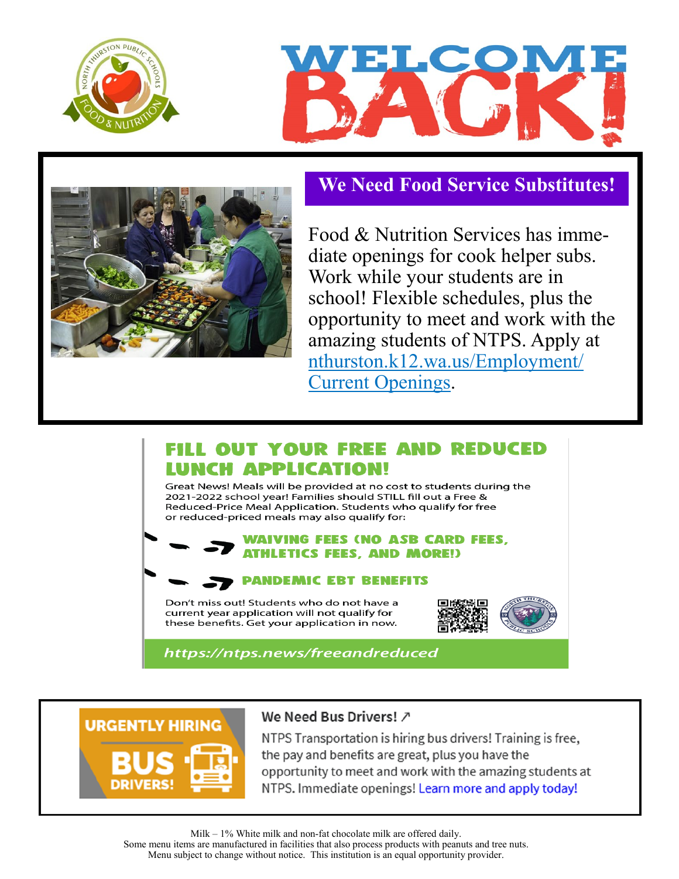# WELCOME BACK!

## We Need Food Service Substitutes!

Food & Nutrition Services has immediate openings for cook helper subs. Work while your students are in school! Flexible schedules, plus the opportunity to meet and work with the amazing students of NTPS. Apply at nthurston.k12.wa.us/Employment/Current Openings.

## FILL OUT YOUR FREE AND REDUCED LUNCH APPLICATION!

Great News! Meals will be provided at no cost to students during the 2021-2022 school year! Families should STILL fill out a Free & Reduced-Price Meal Application. Students who qualify for free or reduced-priced meals may also qualify for:

- **WAIVING FEES (NO ASB CARD FEES, ATHLETICS FEES, AND MORE!)**
- **PANDEMIC EBT BENEFITS**

Don't miss out! Students who do not have a current year application will not qualify for these benefits. Get your application in now.

*https://ntps.news/freeandreduced*

URGENTLY HIRING BUS DRIVERS!

## We Need Bus Drivers! ↗

NTPS Transportation is hiring bus drivers! Training is free, the pay and benefits are great, plus you have the opportunity to meet and work with the amazing students at NTPS. Immediate openings! Learn more and apply today!

Milk – 1% White milk and non-fat chocolate milk are offered daily.
Some menu items are manufactured in facilities that also process products with peanuts and tree nuts.
Menu subject to change without notice. This institution is an equal opportunity provider.